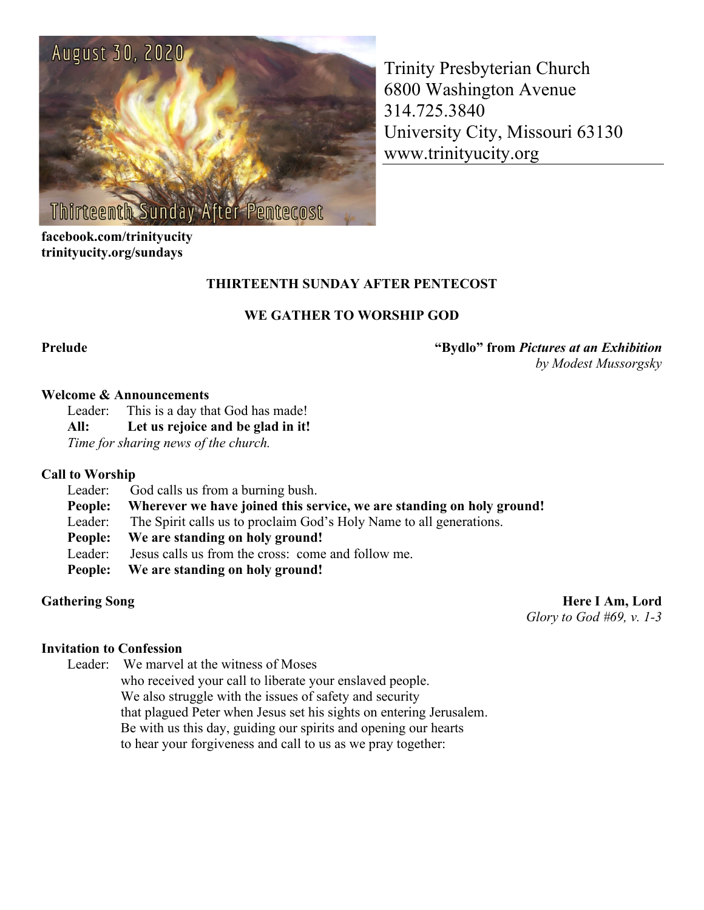Trinity Presbyterian Church
6800 Washington Avenue
314.725.3840
University City, Missouri 63130
www.trinityucity.org

**facebook.com/trinityucity**
**trinityucity.org/sundays**

## THIRTEENTH SUNDAY AFTER PENTECOST

### WE GATHER TO WORSHIP GOD

**Prelude** — **"Bydlo" from *Pictures at an Exhibition***
*by Modest Mussorgsky*

**Welcome & Announcements**

Leader: This is a day that God has made!
**All: Let us rejoice and be glad in it!**
*Time for sharing news of the church.*

**Call to Worship**

Leader: God calls us from a burning bush.
**People: Wherever we have joined this service, we are standing on holy ground!**
Leader: The Spirit calls us to proclaim God's Holy Name to all generations.
**People: We are standing on holy ground!**
Leader: Jesus calls us from the cross: come and follow me.
**People: We are standing on holy ground!**

**Gathering Song** — **Here I Am, Lord**
*Glory to God #69, v. 1-3*

**Invitation to Confession**

Leader: We marvel at the witness of Moses
who received your call to liberate your enslaved people.
We also struggle with the issues of safety and security
that plagued Peter when Jesus set his sights on entering Jerusalem.
Be with us this day, guiding our spirits and opening our hearts
to hear your forgiveness and call to us as we pray together: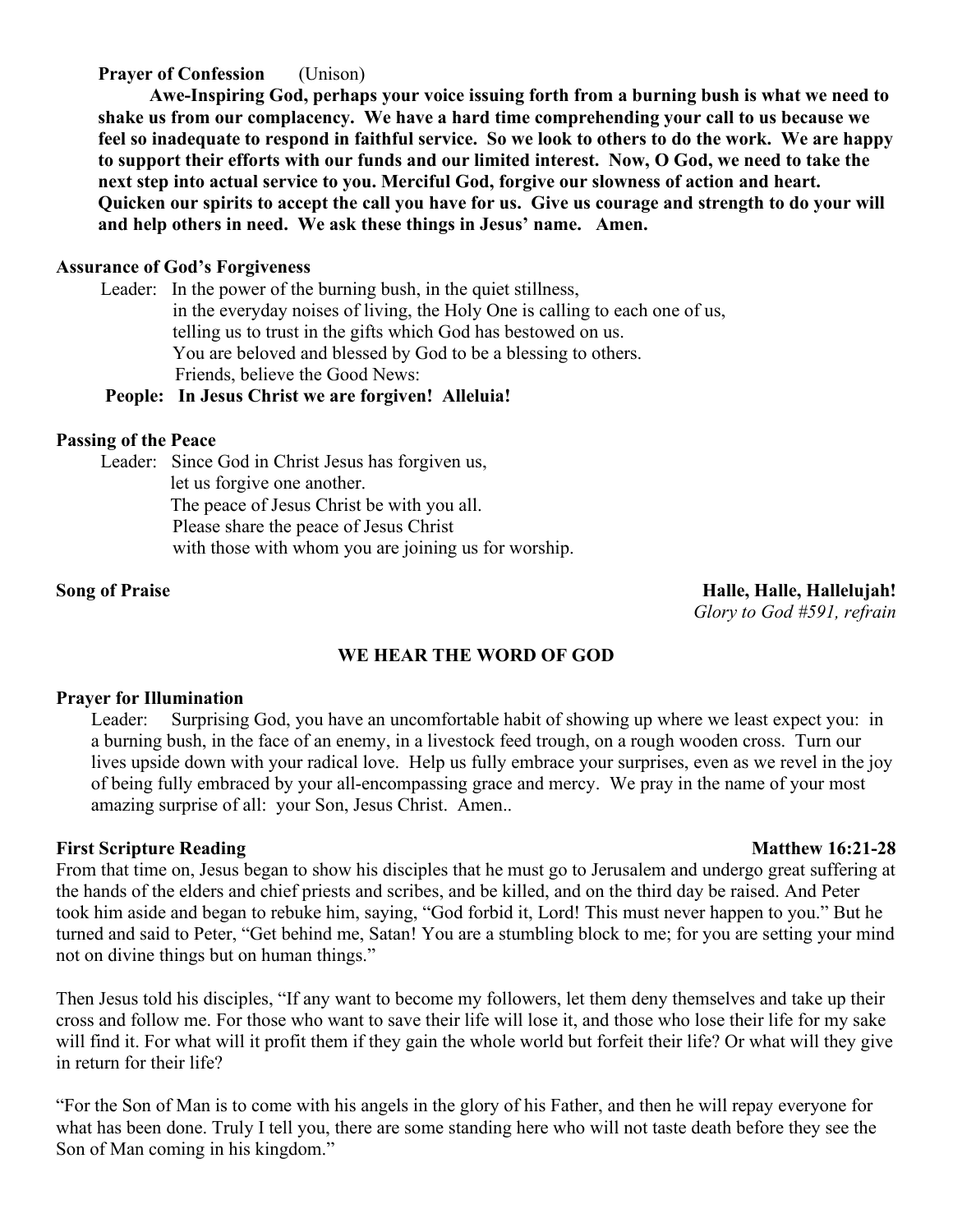**Prayer of Confession** (Unison)

**Awe-Inspiring God, perhaps your voice issuing forth from a burning bush is what we need to shake us from our complacency. We have a hard time comprehending your call to us because we feel so inadequate to respond in faithful service. So we look to others to do the work. We are happy to support their efforts with our funds and our limited interest. Now, O God, we need to take the next step into actual service to you. Merciful God, forgive our slowness of action and heart. Quicken our spirits to accept the call you have for us. Give us courage and strength to do your will and help others in need. We ask these things in Jesus' name. Amen.**

**Assurance of God's Forgiveness**

Leader: In the power of the burning bush, in the quiet stillness,
in the everyday noises of living, the Holy One is calling to each one of us,
telling us to trust in the gifts which God has bestowed on us.
You are beloved and blessed by God to be a blessing to others.
Friends, believe the Good News:

**People: In Jesus Christ we are forgiven! Alleluia!**

**Passing of the Peace**

Leader: Since God in Christ Jesus has forgiven us,
let us forgive one another.
The peace of Jesus Christ be with you all.
Please share the peace of Jesus Christ
with those with whom you are joining us for worship.

**Song of Praise** **Halle, Halle, Hallelujah!**
*Glory to God #591, refrain*

## WE HEAR THE WORD OF GOD

**Prayer for Illumination**

Leader: Surprising God, you have an uncomfortable habit of showing up where we least expect you: in a burning bush, in the face of an enemy, in a livestock feed trough, on a rough wooden cross. Turn our lives upside down with your radical love. Help us fully embrace your surprises, even as we revel in the joy of being fully embraced by your all-encompassing grace and mercy. We pray in the name of your most amazing surprise of all: your Son, Jesus Christ. Amen..

**First Scripture Reading** **Matthew 16:21-28**

From that time on, Jesus began to show his disciples that he must go to Jerusalem and undergo great suffering at the hands of the elders and chief priests and scribes, and be killed, and on the third day be raised. And Peter took him aside and began to rebuke him, saying, "God forbid it, Lord! This must never happen to you." But he turned and said to Peter, "Get behind me, Satan! You are a stumbling block to me; for you are setting your mind not on divine things but on human things."

Then Jesus told his disciples, "If any want to become my followers, let them deny themselves and take up their cross and follow me. For those who want to save their life will lose it, and those who lose their life for my sake will find it. For what will it profit them if they gain the whole world but forfeit their life? Or what will they give in return for their life?

"For the Son of Man is to come with his angels in the glory of his Father, and then he will repay everyone for what has been done. Truly I tell you, there are some standing here who will not taste death before they see the Son of Man coming in his kingdom."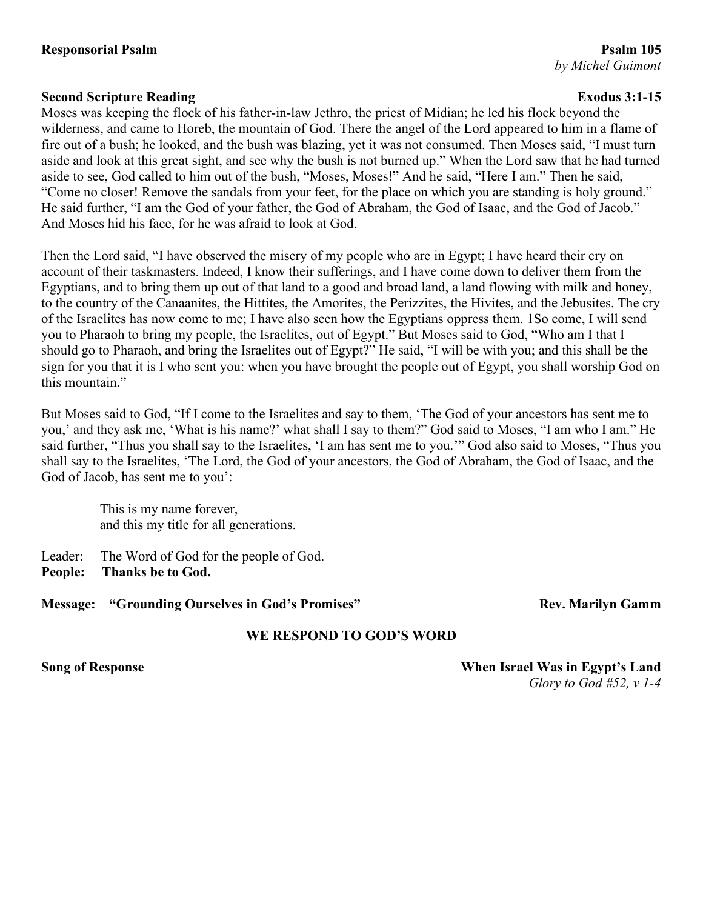**Responsorial Psalm** **Psalm 105**
*by Michel Guimont*

**Second Scripture Reading** **Exodus 3:1-15**

Moses was keeping the flock of his father-in-law Jethro, the priest of Midian; he led his flock beyond the wilderness, and came to Horeb, the mountain of God. There the angel of the Lord appeared to him in a flame of fire out of a bush; he looked, and the bush was blazing, yet it was not consumed. Then Moses said, "I must turn aside and look at this great sight, and see why the bush is not burned up." When the Lord saw that he had turned aside to see, God called to him out of the bush, "Moses, Moses!" And he said, "Here I am." Then he said, "Come no closer! Remove the sandals from your feet, for the place on which you are standing is holy ground." He said further, "I am the God of your father, the God of Abraham, the God of Isaac, and the God of Jacob." And Moses hid his face, for he was afraid to look at God.

Then the Lord said, "I have observed the misery of my people who are in Egypt; I have heard their cry on account of their taskmasters. Indeed, I know their sufferings, and I have come down to deliver them from the Egyptians, and to bring them up out of that land to a good and broad land, a land flowing with milk and honey, to the country of the Canaanites, the Hittites, the Amorites, the Perizzites, the Hivites, and the Jebusites. The cry of the Israelites has now come to me; I have also seen how the Egyptians oppress them. 1So come, I will send you to Pharaoh to bring my people, the Israelites, out of Egypt." But Moses said to God, "Who am I that I should go to Pharaoh, and bring the Israelites out of Egypt?" He said, "I will be with you; and this shall be the sign for you that it is I who sent you: when you have brought the people out of Egypt, you shall worship God on this mountain."

But Moses said to God, "If I come to the Israelites and say to them, 'The God of your ancestors has sent me to you,' and they ask me, 'What is his name?' what shall I say to them?" God said to Moses, "I am who I am." He said further, "Thus you shall say to the Israelites, 'I am has sent me to you.'" God also said to Moses, "Thus you shall say to the Israelites, 'The Lord, the God of your ancestors, the God of Abraham, the God of Isaac, and the God of Jacob, has sent me to you':

> This is my name forever,
> and this my title for all generations.

Leader: The Word of God for the people of God.
**People: Thanks be to God.**

**Message: "Grounding Ourselves in God's Promises"** **Rev. Marilyn Gamm**

**WE RESPOND TO GOD'S WORD**

**Song of Response** **When Israel Was in Egypt's Land**
*Glory to God #52, v 1-4*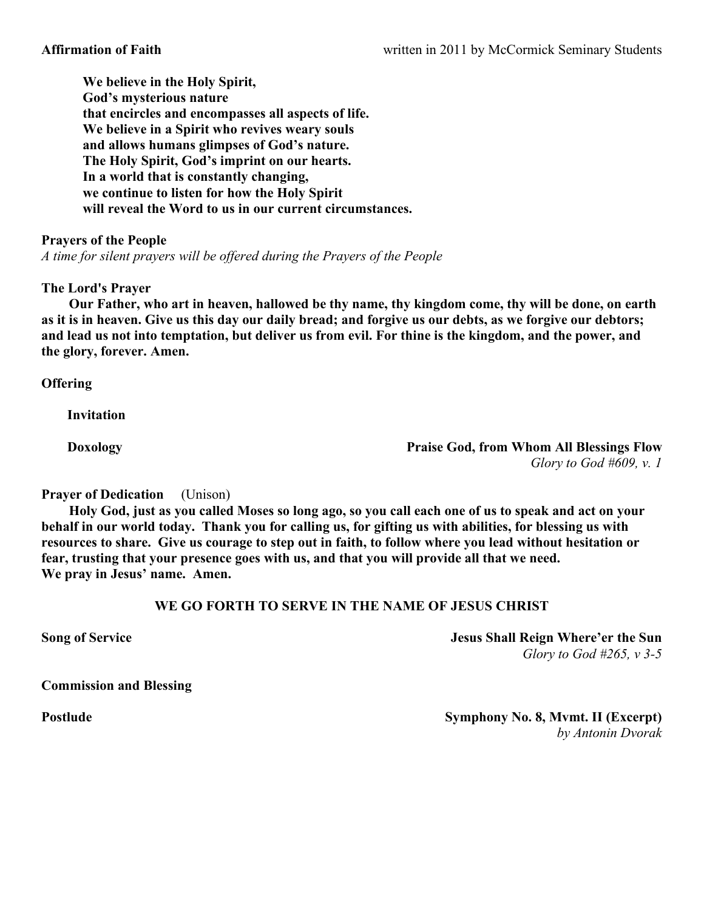**Affirmation of Faith** written in 2011 by McCormick Seminary Students

> **We believe in the Holy Spirit,**
> **God's mysterious nature**
> **that encircles and encompasses all aspects of life.**
> **We believe in a Spirit who revives weary souls**
> **and allows humans glimpses of God's nature.**
> **The Holy Spirit, God's imprint on our hearts.**
> **In a world that is constantly changing,**
> **we continue to listen for how the Holy Spirit**
> **will reveal the Word to us in our current circumstances.**

**Prayers of the People**
*A time for silent prayers will be offered during the Prayers of the People*

**The Lord's Prayer**
**Our Father, who art in heaven, hallowed be thy name, thy kingdom come, thy will be done, on earth as it is in heaven. Give us this day our daily bread; and forgive us our debts, as we forgive our debtors; and lead us not into temptation, but deliver us from evil. For thine is the kingdom, and the power, and the glory, forever. Amen.**

**Offering**

**Invitation**

**Doxology** **Praise God, from Whom All Blessings Flow**
*Glory to God #609, v. 1*

**Prayer of Dedication** (Unison)
**Holy God, just as you called Moses so long ago, so you call each one of us to speak and act on your behalf in our world today. Thank you for calling us, for gifting us with abilities, for blessing us with resources to share. Give us courage to step out in faith, to follow where you lead without hesitation or fear, trusting that your presence goes with us, and that you will provide all that we need. We pray in Jesus' name. Amen.**

## WE GO FORTH TO SERVE IN THE NAME OF JESUS CHRIST

**Song of Service** **Jesus Shall Reign Where'er the Sun**
*Glory to God #265, v 3-5*

**Commission and Blessing**

**Postlude** **Symphony No. 8, Mvmt. II (Excerpt)**
*by Antonin Dvorak*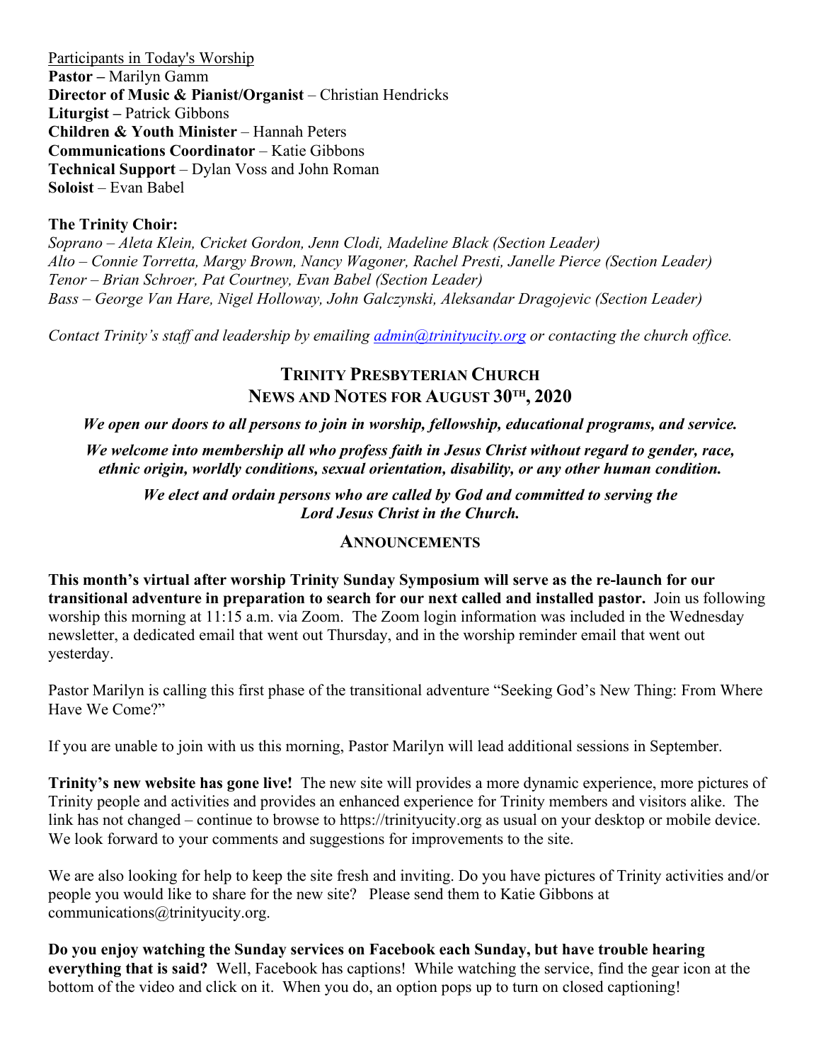Participants in Today's Worship

**Pastor –** Marilyn Gamm
**Director of Music & Pianist/Organist** – Christian Hendricks
**Liturgist –** Patrick Gibbons
**Children & Youth Minister** – Hannah Peters
**Communications Coordinator** – Katie Gibbons
**Technical Support** – Dylan Voss and John Roman
**Soloist** – Evan Babel

**The Trinity Choir:**
*Soprano – Aleta Klein, Cricket Gordon, Jenn Clodi, Madeline Black (Section Leader)*
*Alto – Connie Torretta, Margy Brown, Nancy Wagoner, Rachel Presti, Janelle Pierce (Section Leader)*
*Tenor – Brian Schroer, Pat Courtney, Evan Babel (Section Leader)*
*Bass – George Van Hare, Nigel Holloway, John Galczynski, Aleksandar Dragojevic (Section Leader)*

*Contact Trinity's staff and leadership by emailing admin@trinityucity.org or contacting the church office.*

## TRINITY PRESBYTERIAN CHURCH
## NEWS AND NOTES FOR AUGUST 30TH, 2020

***We open our doors to all persons to join in worship, fellowship, educational programs, and service.***

***We welcome into membership all who profess faith in Jesus Christ without regard to gender, race, ethnic origin, worldly conditions, sexual orientation, disability, or any other human condition.***

***We elect and ordain persons who are called by God and committed to serving the Lord Jesus Christ in the Church.***

### ANNOUNCEMENTS

**This month's virtual after worship Trinity Sunday Symposium will serve as the re-launch for our transitional adventure in preparation to search for our next called and installed pastor.** Join us following worship this morning at 11:15 a.m. via Zoom. The Zoom login information was included in the Wednesday newsletter, a dedicated email that went out Thursday, and in the worship reminder email that went out yesterday.

Pastor Marilyn is calling this first phase of the transitional adventure "Seeking God's New Thing: From Where Have We Come?"

If you are unable to join with us this morning, Pastor Marilyn will lead additional sessions in September.

**Trinity's new website has gone live!** The new site will provides a more dynamic experience, more pictures of Trinity people and activities and provides an enhanced experience for Trinity members and visitors alike. The link has not changed – continue to browse to https://trinityucity.org as usual on your desktop or mobile device. We look forward to your comments and suggestions for improvements to the site.

We are also looking for help to keep the site fresh and inviting. Do you have pictures of Trinity activities and/or people you would like to share for the new site? Please send them to Katie Gibbons at communications@trinityucity.org.

**Do you enjoy watching the Sunday services on Facebook each Sunday, but have trouble hearing everything that is said?** Well, Facebook has captions! While watching the service, find the gear icon at the bottom of the video and click on it. When you do, an option pops up to turn on closed captioning!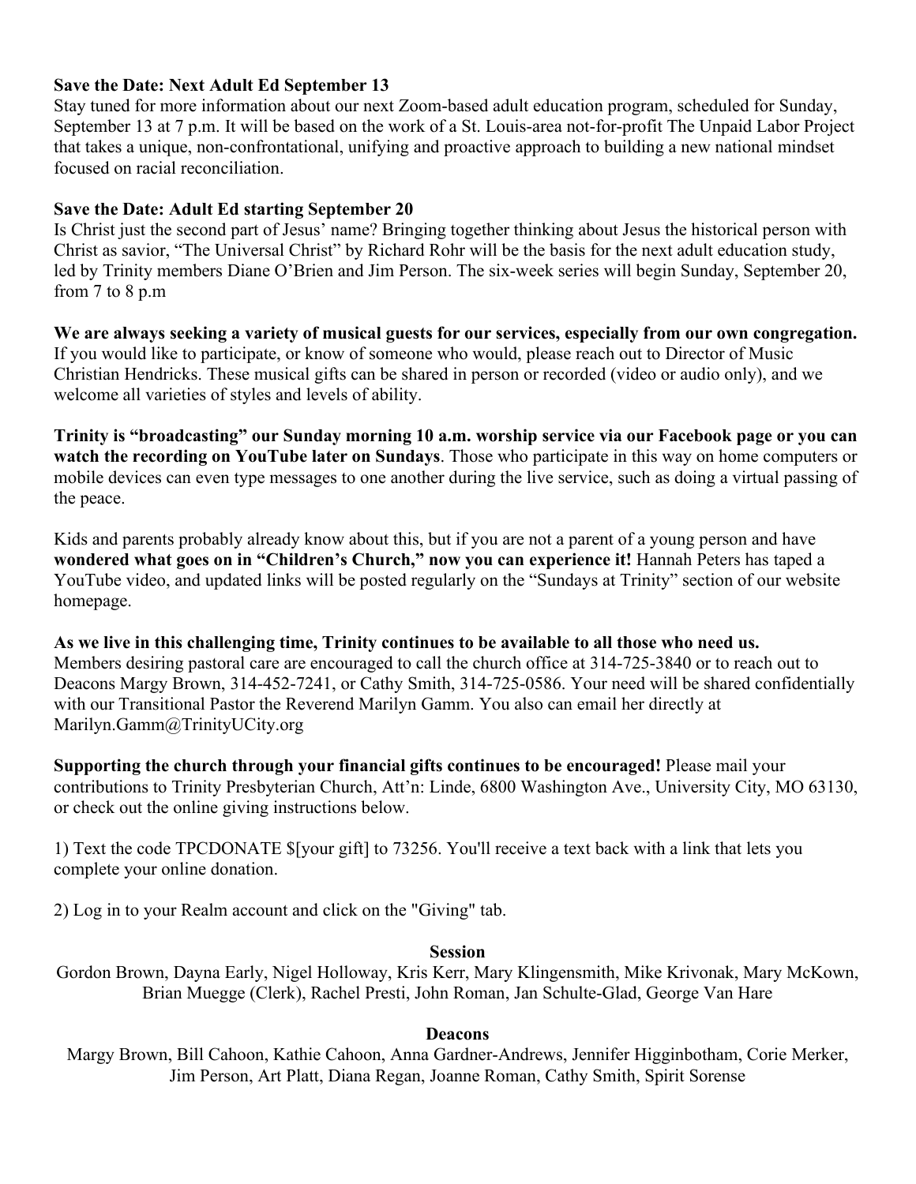**Save the Date: Next Adult Ed September 13**
Stay tuned for more information about our next Zoom-based adult education program, scheduled for Sunday, September 13 at 7 p.m. It will be based on the work of a St. Louis-area not-for-profit The Unpaid Labor Project that takes a unique, non-confrontational, unifying and proactive approach to building a new national mindset focused on racial reconciliation.

**Save the Date: Adult Ed starting September 20**
Is Christ just the second part of Jesus' name? Bringing together thinking about Jesus the historical person with Christ as savior, "The Universal Christ" by Richard Rohr will be the basis for the next adult education study, led by Trinity members Diane O'Brien and Jim Person. The six-week series will begin Sunday, September 20, from 7 to 8 p.m

**We are always seeking a variety of musical guests for our services, especially from our own congregation.** If you would like to participate, or know of someone who would, please reach out to Director of Music Christian Hendricks. These musical gifts can be shared in person or recorded (video or audio only), and we welcome all varieties of styles and levels of ability.

**Trinity is "broadcasting" our Sunday morning 10 a.m. worship service via our Facebook page or you can watch the recording on YouTube later on Sundays**. Those who participate in this way on home computers or mobile devices can even type messages to one another during the live service, such as doing a virtual passing of the peace.

Kids and parents probably already know about this, but if you are not a parent of a young person and have **wondered what goes on in "Children's Church," now you can experience it!** Hannah Peters has taped a YouTube video, and updated links will be posted regularly on the "Sundays at Trinity" section of our website homepage.

**As we live in this challenging time, Trinity continues to be available to all those who need us.** Members desiring pastoral care are encouraged to call the church office at 314-725-3840 or to reach out to Deacons Margy Brown, 314-452-7241, or Cathy Smith, 314-725-0586. Your need will be shared confidentially with our Transitional Pastor the Reverend Marilyn Gamm. You also can email her directly at Marilyn.Gamm@TrinityUCity.org

**Supporting the church through your financial gifts continues to be encouraged!** Please mail your contributions to Trinity Presbyterian Church, Att'n: Linde, 6800 Washington Ave., University City, MO 63130, or check out the online giving instructions below.

1) Text the code TPCDONATE $[your gift] to 73256. You'll receive a text back with a link that lets you complete your online donation.

2) Log in to your Realm account and click on the "Giving" tab.

**Session**

Gordon Brown, Dayna Early, Nigel Holloway, Kris Kerr, Mary Klingensmith, Mike Krivonak, Mary McKown, Brian Muegge (Clerk), Rachel Presti, John Roman, Jan Schulte-Glad, George Van Hare

**Deacons**

Margy Brown, Bill Cahoon, Kathie Cahoon, Anna Gardner-Andrews, Jennifer Higginbotham, Corie Merker, Jim Person, Art Platt, Diana Regan, Joanne Roman, Cathy Smith, Spirit Sorense